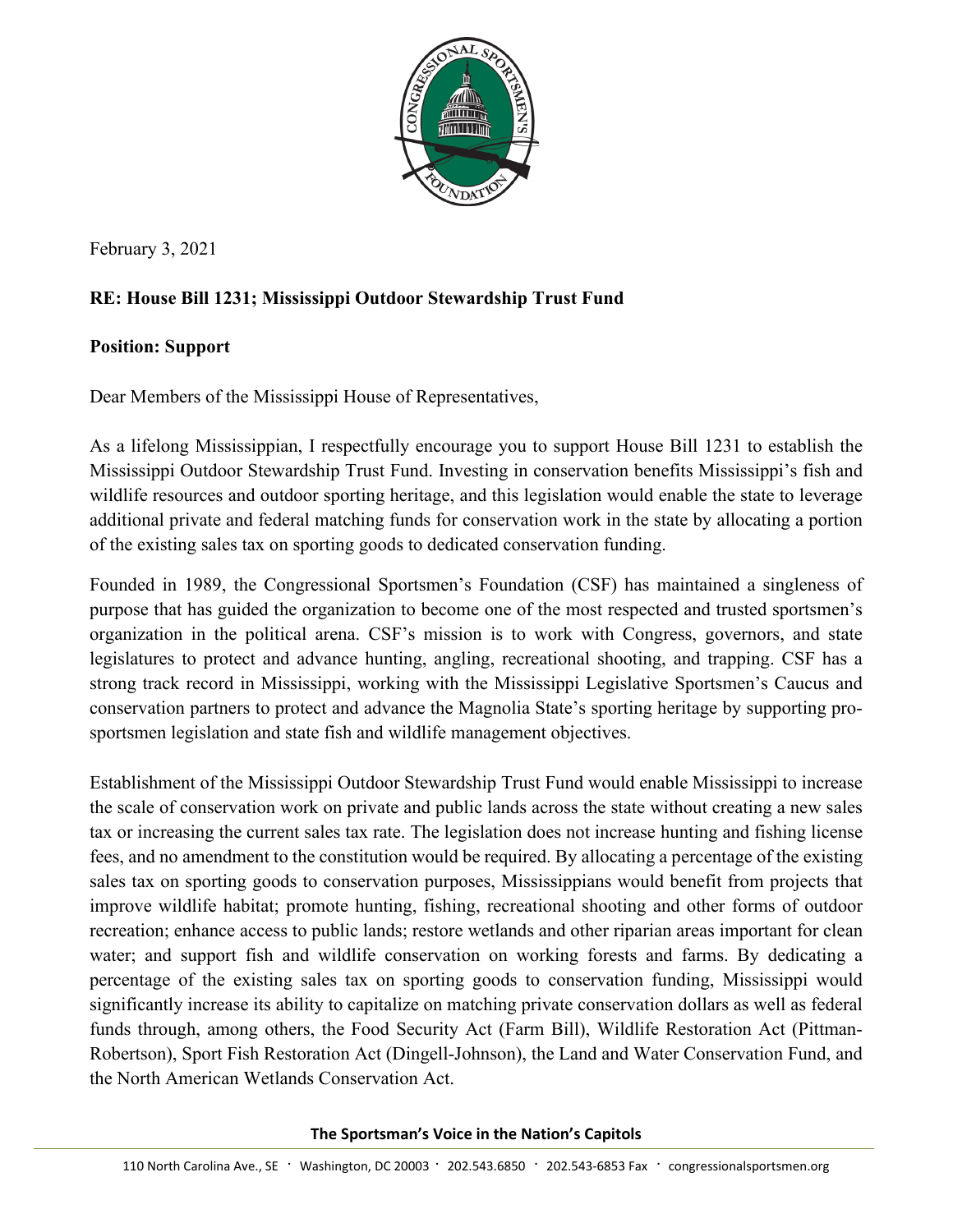February 3, 2021

**RE: House Bill 1231; Mississippi Outdoor Stewardship Trust Fund**

**Position: Support**

Dear Members of the Mississippi House of Representatives,

As a lifelong Mississippian, I respectfully encourage you to support House Bill 1231 to establish the Mississippi Outdoor Stewardship Trust Fund. Investing in conservation benefits Mississippi's fish and wildlife resources and outdoor sporting heritage, and this legislation would enable the state to leverage additional private and federal matching funds for conservation work in the state by allocating a portion of the existing sales tax on sporting goods to dedicated conservation funding.

Founded in 1989, the Congressional Sportsmen's Foundation (CSF) has maintained a singleness of purpose that has guided the organization to become one of the most respected and trusted sportsmen's organization in the political arena. CSF's mission is to work with Congress, governors, and state legislatures to protect and advance hunting, angling, recreational shooting, and trapping. CSF has a strong track record in Mississippi, working with the Mississippi Legislative Sportsmen's Caucus and conservation partners to protect and advance the Magnolia State's sporting heritage by supporting pro-sportsmen legislation and state fish and wildlife management objectives.

Establishment of the Mississippi Outdoor Stewardship Trust Fund would enable Mississippi to increase the scale of conservation work on private and public lands across the state without creating a new sales tax or increasing the current sales tax rate. The legislation does not increase hunting and fishing license fees, and no amendment to the constitution would be required. By allocating a percentage of the existing sales tax on sporting goods to conservation purposes, Mississippians would benefit from projects that improve wildlife habitat; promote hunting, fishing, recreational shooting and other forms of outdoor recreation; enhance access to public lands; restore wetlands and other riparian areas important for clean water; and support fish and wildlife conservation on working forests and farms. By dedicating a percentage of the existing sales tax on sporting goods to conservation funding, Mississippi would significantly increase its ability to capitalize on matching private conservation dollars as well as federal funds through, among others, the Food Security Act (Farm Bill), Wildlife Restoration Act (Pittman-Robertson), Sport Fish Restoration Act (Dingell-Johnson), the Land and Water Conservation Fund, and the North American Wetlands Conservation Act.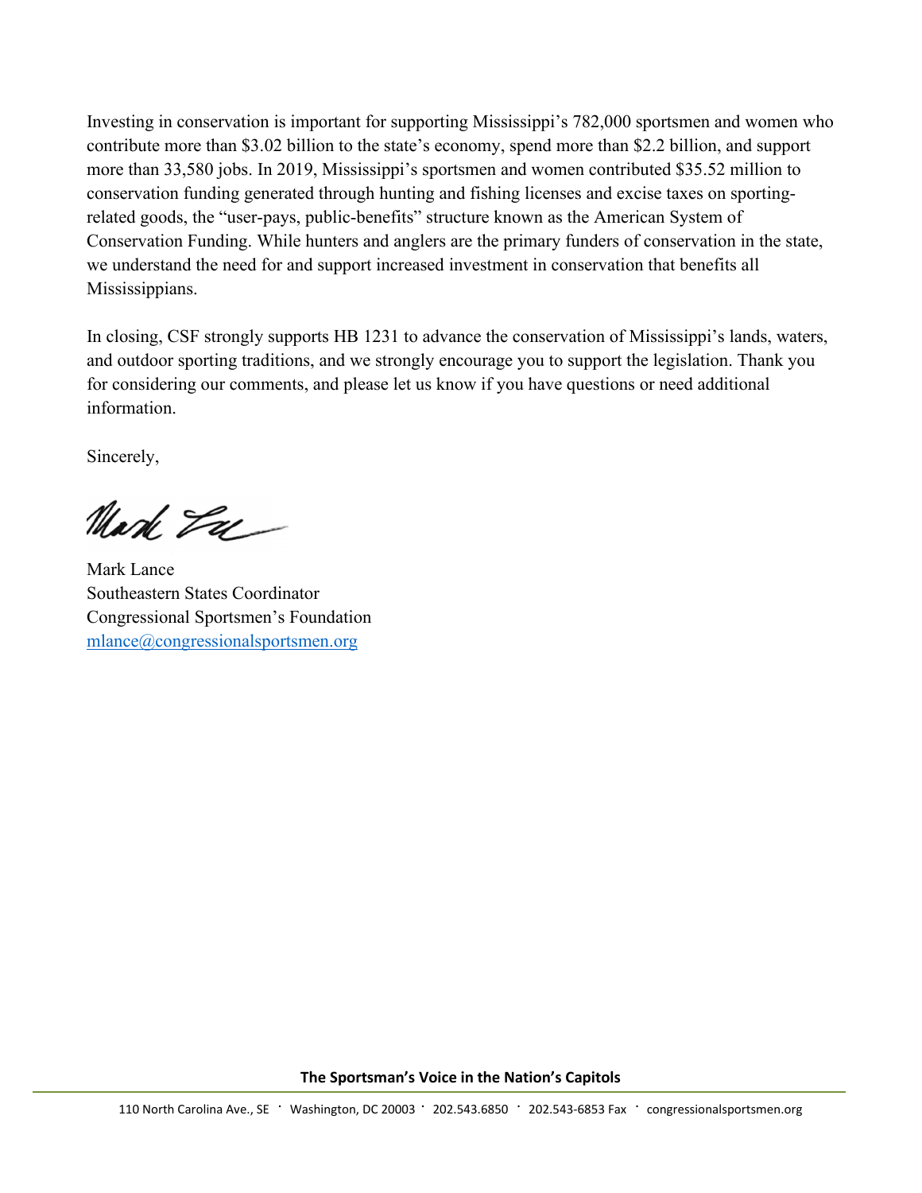Investing in conservation is important for supporting Mississippi's 782,000 sportsmen and women who contribute more than $3.02 billion to the state's economy, spend more than $2.2 billion, and support more than 33,580 jobs. In 2019, Mississippi's sportsmen and women contributed $35.52 million to conservation funding generated through hunting and fishing licenses and excise taxes on sporting-related goods, the "user-pays, public-benefits" structure known as the American System of Conservation Funding. While hunters and anglers are the primary funders of conservation in the state, we understand the need for and support increased investment in conservation that benefits all Mississippians.

In closing, CSF strongly supports HB 1231 to advance the conservation of Mississippi's lands, waters, and outdoor sporting traditions, and we strongly encourage you to support the legislation. Thank you for considering our comments, and please let us know if you have questions or need additional information.

Sincerely,

Mark Lance
Southeastern States Coordinator
Congressional Sportsmen's Foundation
mlance@congressionalsportsmen.org

**The Sportsman's Voice in the Nation's Capitols**

110 North Carolina Ave., SE · Washington, DC 20003 · 202.543.6850 · 202.543-6853 Fax · congressionalsportsmen.org